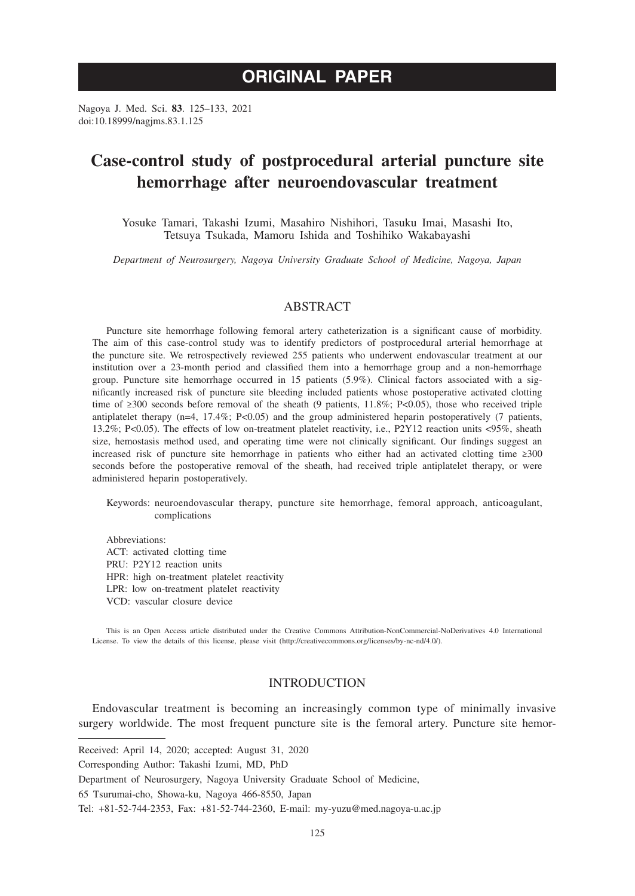# ORIGINAL PAPER

Nagoya J. Med. Sci. **83**. 125–133, 2021
doi:10.18999/nagjms.83.1.125

# Case-control study of postprocedural arterial puncture site hemorrhage after neuroendovascular treatment

Yosuke Tamari, Takashi Izumi, Masahiro Nishihori, Tasuku Imai, Masashi Ito, Tetsuya Tsukada, Mamoru Ishida and Toshihiko Wakabayashi

*Department of Neurosurgery, Nagoya University Graduate School of Medicine, Nagoya, Japan*

## ABSTRACT

Puncture site hemorrhage following femoral artery catheterization is a significant cause of morbidity. The aim of this case-control study was to identify predictors of postprocedural arterial hemorrhage at the puncture site. We retrospectively reviewed 255 patients who underwent endovascular treatment at our institution over a 23-month period and classified them into a hemorrhage group and a non-hemorrhage group. Puncture site hemorrhage occurred in 15 patients (5.9%). Clinical factors associated with a significantly increased risk of puncture site bleeding included patients whose postoperative activated clotting time of ≥300 seconds before removal of the sheath (9 patients, 11.8%; $P<0.05$), those who received triple antiplatelet therapy (n=4, 17.4%; $P<0.05$) and the group administered heparin postoperatively (7 patients, 13.2%; $P<0.05$). The effects of low on-treatment platelet reactivity, i.e., P2Y12 reaction units <95%, sheath size, hemostasis method used, and operating time were not clinically significant. Our findings suggest an increased risk of puncture site hemorrhage in patients who either had an activated clotting time ≥300 seconds before the postoperative removal of the sheath, had received triple antiplatelet therapy, or were administered heparin postoperatively.

Keywords: neuroendovascular therapy, puncture site hemorrhage, femoral approach, anticoagulant, complications

Abbreviations:
ACT: activated clotting time
PRU: P2Y12 reaction units
HPR: high on-treatment platelet reactivity
LPR: low on-treatment platelet reactivity
VCD: vascular closure device

This is an Open Access article distributed under the Creative Commons Attribution-NonCommercial-NoDerivatives 4.0 International License. To view the details of this license, please visit (http://creativecommons.org/licenses/by-nc-nd/4.0/).

## INTRODUCTION

Endovascular treatment is becoming an increasingly common type of minimally invasive surgery worldwide. The most frequent puncture site is the femoral artery. Puncture site hemor-

Received: April 14, 2020; accepted: August 31, 2020
Corresponding Author: Takashi Izumi, MD, PhD
Department of Neurosurgery, Nagoya University Graduate School of Medicine,
65 Tsurumai-cho, Showa-ku, Nagoya 466-8550, Japan
Tel: +81-52-744-2353, Fax: +81-52-744-2360, E-mail: my-yuzu@med.nagoya-u.ac.jp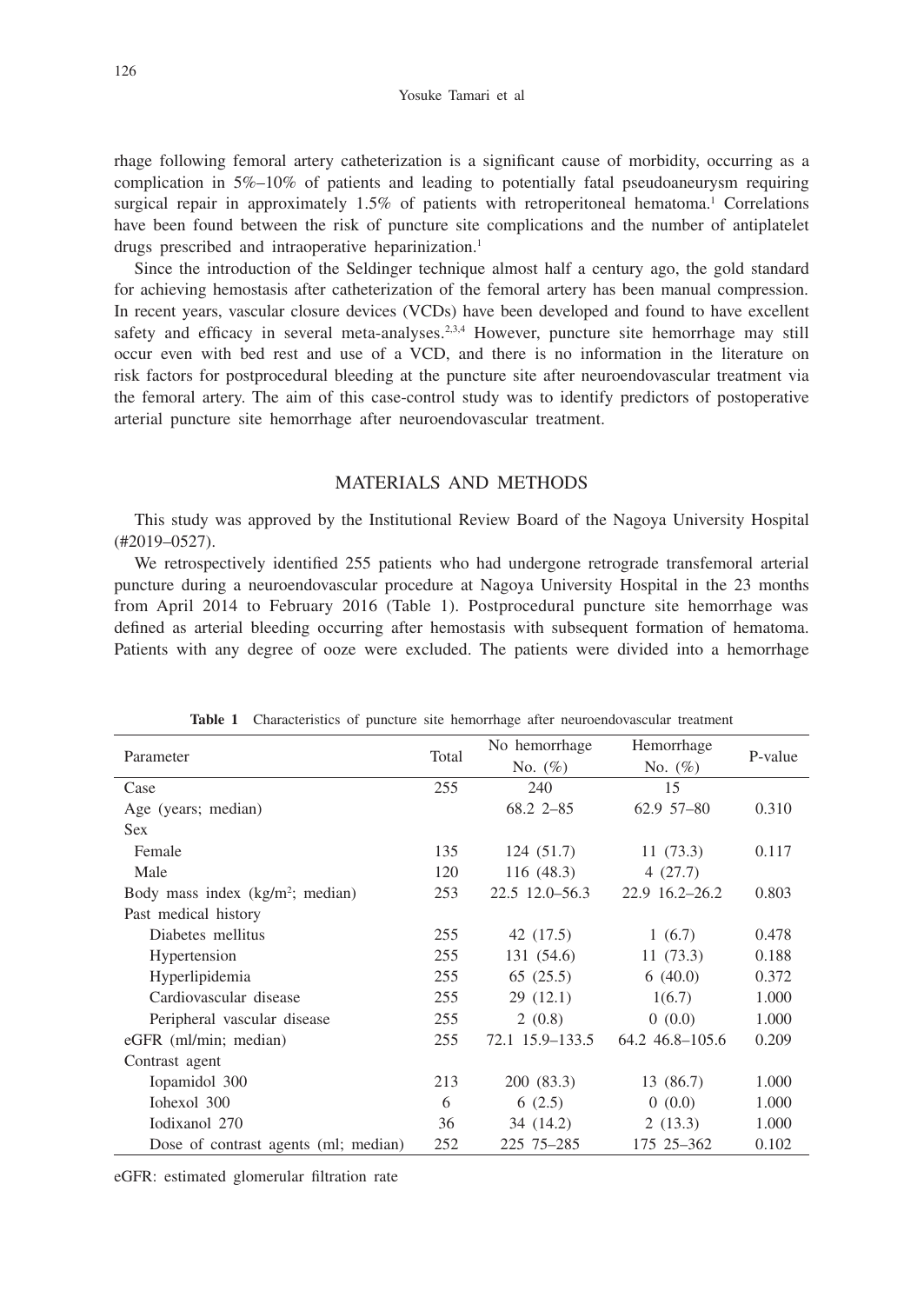rhage following femoral artery catheterization is a significant cause of morbidity, occurring as a complication in 5%–10% of patients and leading to potentially fatal pseudoaneurysm requiring surgical repair in approximately 1.5% of patients with retroperitoneal hematoma.[1] Correlations have been found between the risk of puncture site complications and the number of antiplatelet drugs prescribed and intraoperative heparinization.[1]

Since the introduction of the Seldinger technique almost half a century ago, the gold standard for achieving hemostasis after catheterization of the femoral artery has been manual compression. In recent years, vascular closure devices (VCDs) have been developed and found to have excellent safety and efficacy in several meta-analyses.[2,3,4] However, puncture site hemorrhage may still occur even with bed rest and use of a VCD, and there is no information in the literature on risk factors for postprocedural bleeding at the puncture site after neuroendovascular treatment via the femoral artery. The aim of this case-control study was to identify predictors of postoperative arterial puncture site hemorrhage after neuroendovascular treatment.

## MATERIALS AND METHODS

This study was approved by the Institutional Review Board of the Nagoya University Hospital (#2019–0527).

We retrospectively identified 255 patients who had undergone retrograde transfemoral arterial puncture during a neuroendovascular procedure at Nagoya University Hospital in the 23 months from April 2014 to February 2016 (Table 1). Postprocedural puncture site hemorrhage was defined as arterial bleeding occurring after hemostasis with subsequent formation of hematoma. Patients with any degree of ooze were excluded. The patients were divided into a hemorrhage

**Table 1** Characteristics of puncture site hemorrhage after neuroendovascular treatment

| Parameter | Total | No hemorrhage No. (%) | Hemorrhage No. (%) | P-value |
|---|---|---|---|---|
| Case | 255 | 240 | 15 | |
| Age (years; median) | | 68.2 2–85 | 62.9 57–80 | 0.310 |
| Sex | | | | |
| Female | 135 | 124 (51.7) | 11 (73.3) | 0.117 |
| Male | 120 | 116 (48.3) | 4 (27.7) | |
| Body mass index (kg/m$^2$; median) | 253 | 22.5 12.0–56.3 | 22.9 16.2–26.2 | 0.803 |
| Past medical history | | | | |
| Diabetes mellitus | 255 | 42 (17.5) | 1 (6.7) | 0.478 |
| Hypertension | 255 | 131 (54.6) | 11 (73.3) | 0.188 |
| Hyperlipidemia | 255 | 65 (25.5) | 6 (40.0) | 0.372 |
| Cardiovascular disease | 255 | 29 (12.1) | 1(6.7) | 1.000 |
| Peripheral vascular disease | 255 | 2 (0.8) | 0 (0.0) | 1.000 |
| eGFR (ml/min; median) | 255 | 72.1 15.9–133.5 | 64.2 46.8–105.6 | 0.209 |
| Contrast agent | | | | |
| Iopamidol 300 | 213 | 200 (83.3) | 13 (86.7) | 1.000 |
| Iohexol 300 | 6 | 6 (2.5) | 0 (0.0) | 1.000 |
| Iodixanol 270 | 36 | 34 (14.2) | 2 (13.3) | 1.000 |
| Dose of contrast agents (ml; median) | 252 | 225 75–285 | 175 25–362 | 0.102 |

eGFR: estimated glomerular filtration rate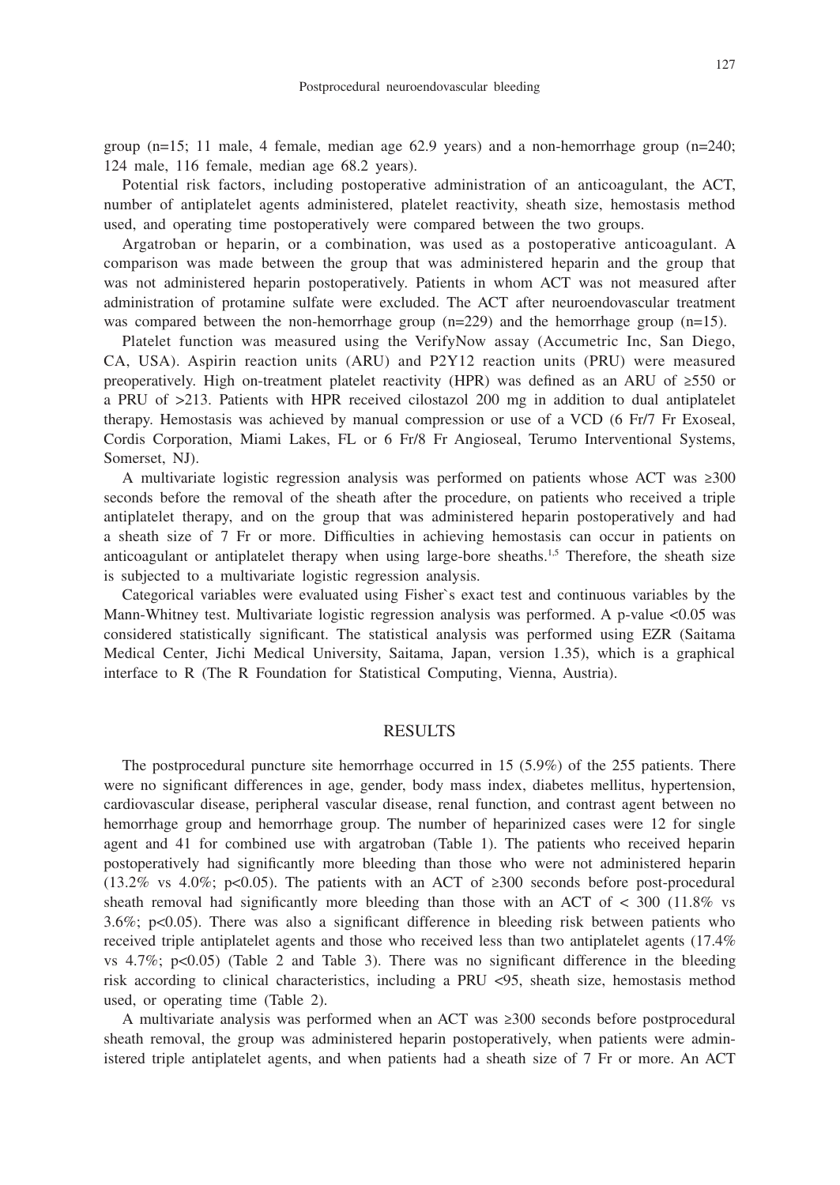group (n=15; 11 male, 4 female, median age 62.9 years) and a non-hemorrhage group (n=240; 124 male, 116 female, median age 68.2 years).

Potential risk factors, including postoperative administration of an anticoagulant, the ACT, number of antiplatelet agents administered, platelet reactivity, sheath size, hemostasis method used, and operating time postoperatively were compared between the two groups.

Argatroban or heparin, or a combination, was used as a postoperative anticoagulant. A comparison was made between the group that was administered heparin and the group that was not administered heparin postoperatively. Patients in whom ACT was not measured after administration of protamine sulfate were excluded. The ACT after neuroendovascular treatment was compared between the non-hemorrhage group (n=229) and the hemorrhage group (n=15).

Platelet function was measured using the VerifyNow assay (Accumetric Inc, San Diego, CA, USA). Aspirin reaction units (ARU) and P2Y12 reaction units (PRU) were measured preoperatively. High on-treatment platelet reactivity (HPR) was defined as an ARU of ≥550 or a PRU of >213. Patients with HPR received cilostazol 200 mg in addition to dual antiplatelet therapy. Hemostasis was achieved by manual compression or use of a VCD (6 Fr/7 Fr Exoseal, Cordis Corporation, Miami Lakes, FL or 6 Fr/8 Fr Angioseal, Terumo Interventional Systems, Somerset, NJ).

A multivariate logistic regression analysis was performed on patients whose ACT was ≥300 seconds before the removal of the sheath after the procedure, on patients who received a triple antiplatelet therapy, and on the group that was administered heparin postoperatively and had a sheath size of 7 Fr or more. Difficulties in achieving hemostasis can occur in patients on anticoagulant or antiplatelet therapy when using large-bore sheaths.[1,5] Therefore, the sheath size is subjected to a multivariate logistic regression analysis.

Categorical variables were evaluated using Fisher`s exact test and continuous variables by the Mann-Whitney test. Multivariate logistic regression analysis was performed. A p-value <0.05 was considered statistically significant. The statistical analysis was performed using EZR (Saitama Medical Center, Jichi Medical University, Saitama, Japan, version 1.35), which is a graphical interface to R (The R Foundation for Statistical Computing, Vienna, Austria).

## RESULTS

The postprocedural puncture site hemorrhage occurred in 15 (5.9%) of the 255 patients. There were no significant differences in age, gender, body mass index, diabetes mellitus, hypertension, cardiovascular disease, peripheral vascular disease, renal function, and contrast agent between no hemorrhage group and hemorrhage group. The number of heparinized cases were 12 for single agent and 41 for combined use with argatroban (Table 1). The patients who received heparin postoperatively had significantly more bleeding than those who were not administered heparin (13.2% vs 4.0%; $p<0.05$). The patients with an ACT of ≥300 seconds before post-procedural sheath removal had significantly more bleeding than those with an ACT of < 300 (11.8% vs 3.6%; $p<0.05$). There was also a significant difference in bleeding risk between patients who received triple antiplatelet agents and those who received less than two antiplatelet agents (17.4% vs 4.7%; $p<0.05$) (Table 2 and Table 3). There was no significant difference in the bleeding risk according to clinical characteristics, including a PRU <95, sheath size, hemostasis method used, or operating time (Table 2).

A multivariate analysis was performed when an ACT was ≥300 seconds before postprocedural sheath removal, the group was administered heparin postoperatively, when patients were administered triple antiplatelet agents, and when patients had a sheath size of 7 Fr or more. An ACT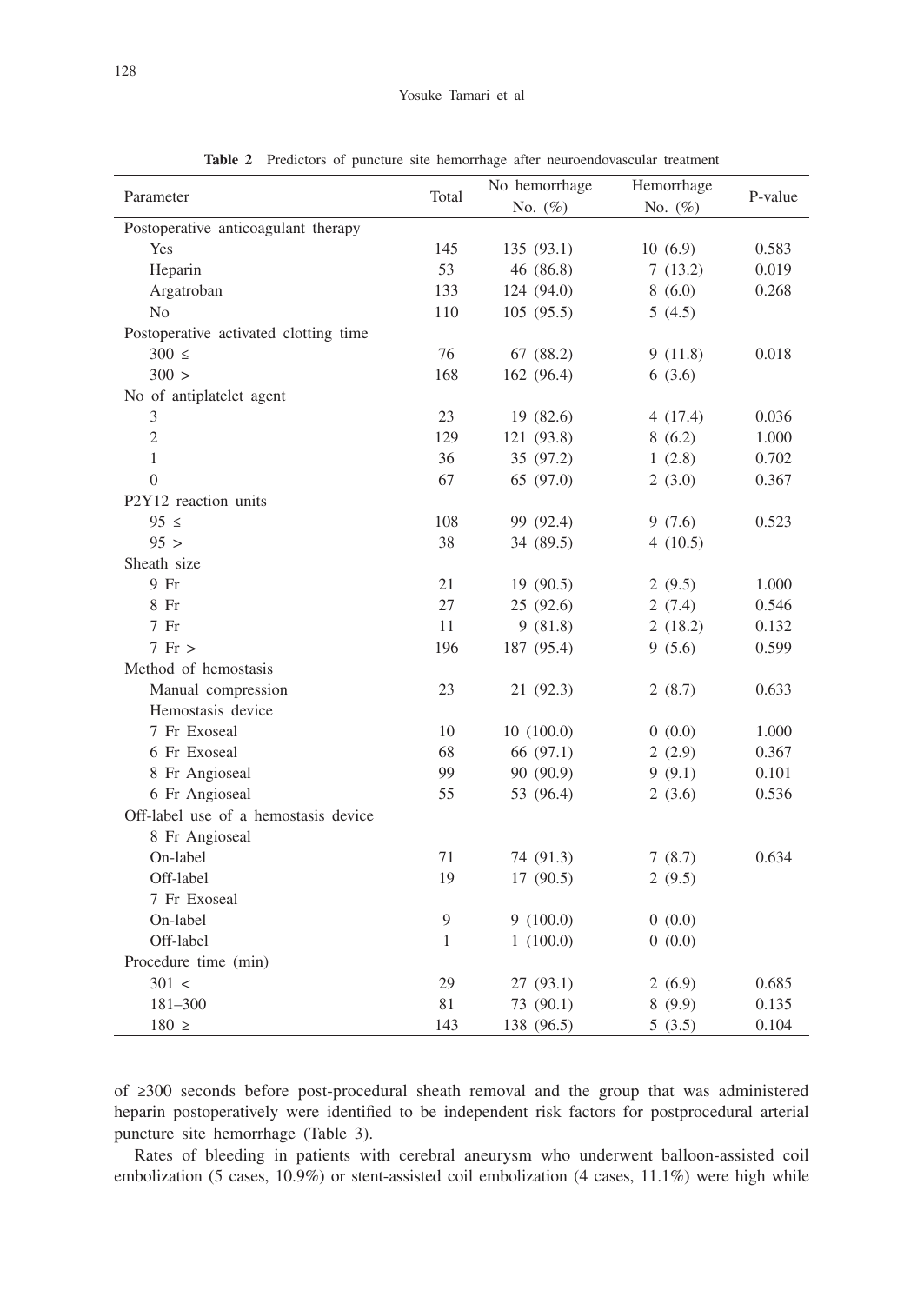**Table 2** Predictors of puncture site hemorrhage after neuroendovascular treatment

| Parameter | Total | No hemorrhage No. (%) | Hemorrhage No. (%) | P-value |
|---|---|---|---|---|
| Postoperative anticoagulant therapy | | | | |
| Yes | 145 | 135 (93.1) | 10 (6.9) | 0.583 |
| Heparin | 53 | 46 (86.8) | 7 (13.2) | 0.019 |
| Argatroban | 133 | 124 (94.0) | 8 (6.0) | 0.268 |
| No | 110 | 105 (95.5) | 5 (4.5) | |
| Postoperative activated clotting time | | | | |
| 300 ≤ | 76 | 67 (88.2) | 9 (11.8) | 0.018 |
| 300 > | 168 | 162 (96.4) | 6 (3.6) | |
| No of antiplatelet agent | | | | |
| 3 | 23 | 19 (82.6) | 4 (17.4) | 0.036 |
| 2 | 129 | 121 (93.8) | 8 (6.2) | 1.000 |
| 1 | 36 | 35 (97.2) | 1 (2.8) | 0.702 |
| 0 | 67 | 65 (97.0) | 2 (3.0) | 0.367 |
| P2Y12 reaction units | | | | |
| 95 ≤ | 108 | 99 (92.4) | 9 (7.6) | 0.523 |
| 95 > | 38 | 34 (89.5) | 4 (10.5) | |
| Sheath size | | | | |
| 9 Fr | 21 | 19 (90.5) | 2 (9.5) | 1.000 |
| 8 Fr | 27 | 25 (92.6) | 2 (7.4) | 0.546 |
| 7 Fr | 11 | 9 (81.8) | 2 (18.2) | 0.132 |
| 7 Fr > | 196 | 187 (95.4) | 9 (5.6) | 0.599 |
| Method of hemostasis | | | | |
| Manual compression | 23 | 21 (92.3) | 2 (8.7) | 0.633 |
| Hemostasis device | | | | |
| 7 Fr Exoseal | 10 | 10 (100.0) | 0 (0.0) | 1.000 |
| 6 Fr Exoseal | 68 | 66 (97.1) | 2 (2.9) | 0.367 |
| 8 Fr Angioseal | 99 | 90 (90.9) | 9 (9.1) | 0.101 |
| 6 Fr Angioseal | 55 | 53 (96.4) | 2 (3.6) | 0.536 |
| Off-label use of a hemostasis device | | | | |
| 8 Fr Angioseal | | | | |
| On-label | 71 | 74 (91.3) | 7 (8.7) | 0.634 |
| Off-label | 19 | 17 (90.5) | 2 (9.5) | |
| 7 Fr Exoseal | | | | |
| On-label | 9 | 9 (100.0) | 0 (0.0) | |
| Off-label | 1 | 1 (100.0) | 0 (0.0) | |
| Procedure time (min) | | | | |
| 301 < | 29 | 27 (93.1) | 2 (6.9) | 0.685 |
| 181–300 | 81 | 73 (90.1) | 8 (9.9) | 0.135 |
| 180 ≥ | 143 | 138 (96.5) | 5 (3.5) | 0.104 |

of ≥300 seconds before post-procedural sheath removal and the group that was administered heparin postoperatively were identified to be independent risk factors for postprocedural arterial puncture site hemorrhage (Table 3).

Rates of bleeding in patients with cerebral aneurysm who underwent balloon-assisted coil embolization (5 cases, 10.9%) or stent-assisted coil embolization (4 cases, 11.1%) were high while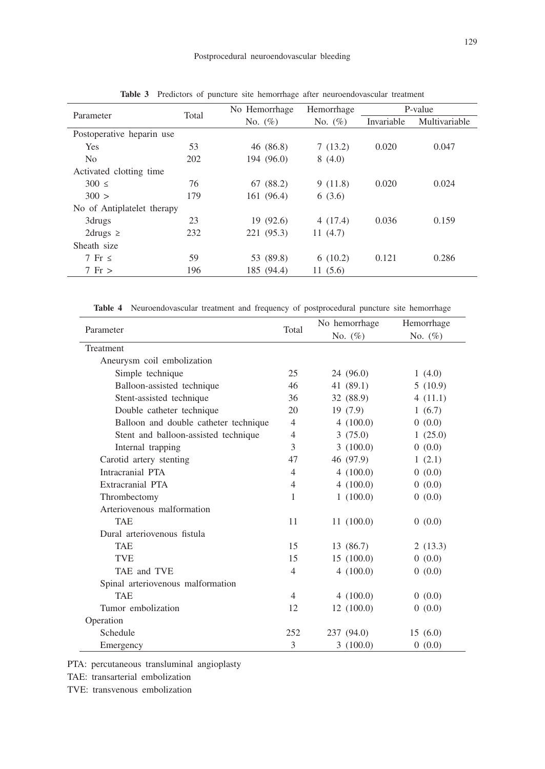**Table 3** Predictors of puncture site hemorrhage after neuroendovascular treatment

| Parameter | Total | No Hemorrhage | Hemorrhage | P-value | |
|---|---|---|---|---|---|
| | | No. (%) | No. (%) | Invariable | Multivariable |
| Postoperative heparin use | | | | | |
| Yes | 53 | 46 (86.8) | 7 (13.2) | 0.020 | 0.047 |
| No | 202 | 194 (96.0) | 8 (4.0) | | |
| Activated clotting time | | | | | |
| 300 ≤ | 76 | 67 (88.2) | 9 (11.8) | 0.020 | 0.024 |
| 300 > | 179 | 161 (96.4) | 6 (3.6) | | |
| No of Antiplatelet therapy | | | | | |
| 3drugs | 23 | 19 (92.6) | 4 (17.4) | 0.036 | 0.159 |
| 2drugs ≥ | 232 | 221 (95.3) | 11 (4.7) | | |
| Sheath size | | | | | |
| 7 Fr ≤ | 59 | 53 (89.8) | 6 (10.2) | 0.121 | 0.286 |
| 7 Fr > | 196 | 185 (94.4) | 11 (5.6) | | |

**Table 4** Neuroendovascular treatment and frequency of postprocedural puncture site hemorrhage

| Parameter | Total | No hemorrhage | Hemorrhage |
|---|---|---|---|
| | | No. (%) | No. (%) |
| Treatment | | | |
| Aneurysm coil embolization | | | |
| Simple technique | 25 | 24 (96.0) | 1 (4.0) |
| Balloon-assisted technique | 46 | 41 (89.1) | 5 (10.9) |
| Stent-assisted technique | 36 | 32 (88.9) | 4 (11.1) |
| Double catheter technique | 20 | 19 (7.9) | 1 (6.7) |
| Balloon and double catheter technique | 4 | 4 (100.0) | 0 (0.0) |
| Stent and balloon-assisted technique | 4 | 3 (75.0) | 1 (25.0) |
| Internal trapping | 3 | 3 (100.0) | 0 (0.0) |
| Carotid artery stenting | 47 | 46 (97.9) | 1 (2.1) |
| Intracranial PTA | 4 | 4 (100.0) | 0 (0.0) |
| Extracranial PTA | 4 | 4 (100.0) | 0 (0.0) |
| Thrombectomy | 1 | 1 (100.0) | 0 (0.0) |
| Arteriovenous malformation | | | |
| TAE | 11 | 11 (100.0) | 0 (0.0) |
| Dural arteriovenous fistula | | | |
| TAE | 15 | 13 (86.7) | 2 (13.3) |
| TVE | 15 | 15 (100.0) | 0 (0.0) |
| TAE and TVE | 4 | 4 (100.0) | 0 (0.0) |
| Spinal arteriovenous malformation | | | |
| TAE | 4 | 4 (100.0) | 0 (0.0) |
| Tumor embolization | 12 | 12 (100.0) | 0 (0.0) |
| Operation | | | |
| Schedule | 252 | 237 (94.0) | 15 (6.0) |
| Emergency | 3 | 3 (100.0) | 0 (0.0) |

PTA: percutaneous transluminal angioplasty

TAE: transarterial embolization

TVE: transvenous embolization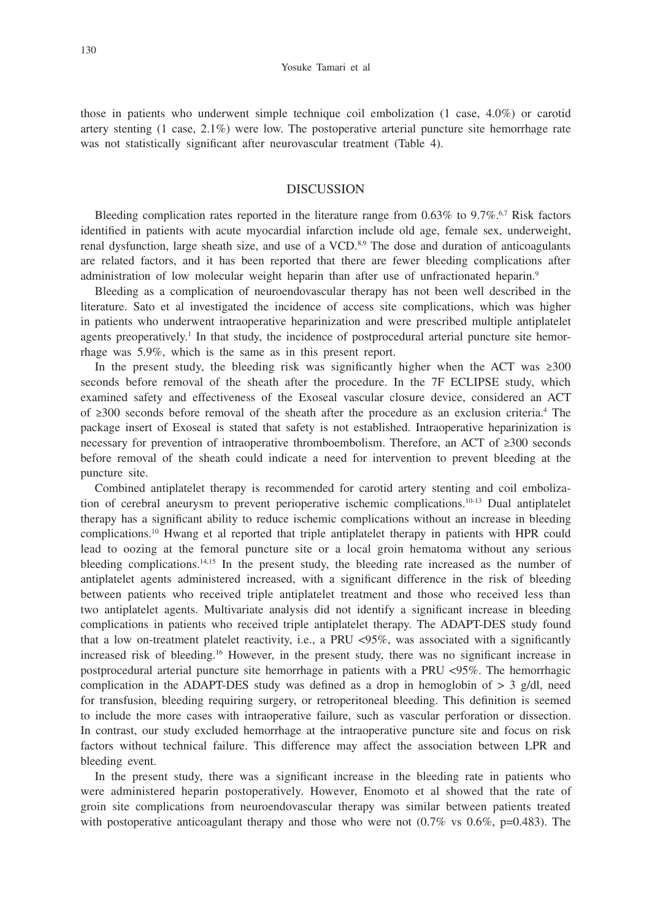those in patients who underwent simple technique coil embolization (1 case, 4.0%) or carotid artery stenting (1 case, 2.1%) were low. The postoperative arterial puncture site hemorrhage rate was not statistically significant after neurovascular treatment (Table 4).

## DISCUSSION

Bleeding complication rates reported in the literature range from 0.63% to 9.7%.[6,7] Risk factors identified in patients with acute myocardial infarction include old age, female sex, underweight, renal dysfunction, large sheath size, and use of a VCD.[8,9] The dose and duration of anticoagulants are related factors, and it has been reported that there are fewer bleeding complications after administration of low molecular weight heparin than after use of unfractionated heparin.[9]

Bleeding as a complication of neuroendovascular therapy has not been well described in the literature. Sato et al investigated the incidence of access site complications, which was higher in patients who underwent intraoperative heparinization and were prescribed multiple antiplatelet agents preoperatively.[1] In that study, the incidence of postprocedural arterial puncture site hemorrhage was 5.9%, which is the same as in this present report.

In the present study, the bleeding risk was significantly higher when the ACT was ≥300 seconds before removal of the sheath after the procedure. In the 7F ECLIPSE study, which examined safety and effectiveness of the Exoseal vascular closure device, considered an ACT of ≥300 seconds before removal of the sheath after the procedure as an exclusion criteria.[4] The package insert of Exoseal is stated that safety is not established. Intraoperative heparinization is necessary for prevention of intraoperative thromboembolism. Therefore, an ACT of ≥300 seconds before removal of the sheath could indicate a need for intervention to prevent bleeding at the puncture site.

Combined antiplatelet therapy is recommended for carotid artery stenting and coil embolization of cerebral aneurysm to prevent perioperative ischemic complications.[10-13] Dual antiplatelet therapy has a significant ability to reduce ischemic complications without an increase in bleeding complications.[10] Hwang et al reported that triple antiplatelet therapy in patients with HPR could lead to oozing at the femoral puncture site or a local groin hematoma without any serious bleeding complications.[14,15] In the present study, the bleeding rate increased as the number of antiplatelet agents administered increased, with a significant difference in the risk of bleeding between patients who received triple antiplatelet treatment and those who received less than two antiplatelet agents. Multivariate analysis did not identify a significant increase in bleeding complications in patients who received triple antiplatelet therapy. The ADAPT-DES study found that a low on-treatment platelet reactivity, i.e., a PRU <95%, was associated with a significantly increased risk of bleeding.[16] However, in the present study, there was no significant increase in postprocedural arterial puncture site hemorrhage in patients with a PRU <95%. The hemorrhagic complication in the ADAPT-DES study was defined as a drop in hemoglobin of > 3 g/dl, need for transfusion, bleeding requiring surgery, or retroperitoneal bleeding. This definition is seemed to include the more cases with intraoperative failure, such as vascular perforation or dissection. In contrast, our study excluded hemorrhage at the intraoperative puncture site and focus on risk factors without technical failure. This difference may affect the association between LPR and bleeding event.

In the present study, there was a significant increase in the bleeding rate in patients who were administered heparin postoperatively. However, Enomoto et al showed that the rate of groin site complications from neuroendovascular therapy was similar between patients treated with postoperative anticoagulant therapy and those who were not (0.7% vs 0.6%, p=0.483). The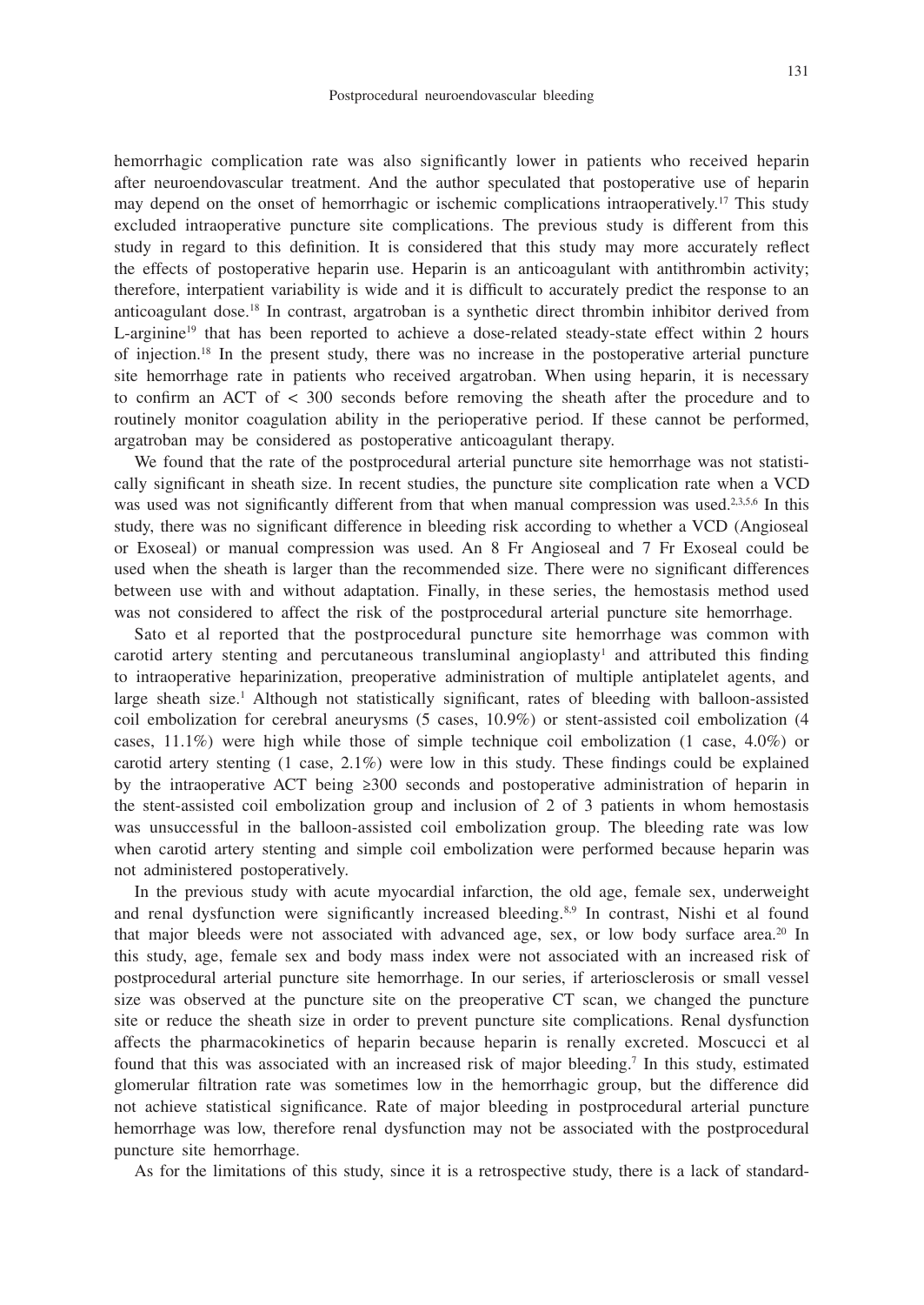hemorrhagic complication rate was also significantly lower in patients who received heparin after neuroendovascular treatment. And the author speculated that postoperative use of heparin may depend on the onset of hemorrhagic or ischemic complications intraoperatively.[17] This study excluded intraoperative puncture site complications. The previous study is different from this study in regard to this definition. It is considered that this study may more accurately reflect the effects of postoperative heparin use. Heparin is an anticoagulant with antithrombin activity; therefore, interpatient variability is wide and it is difficult to accurately predict the response to an anticoagulant dose.[18] In contrast, argatroban is a synthetic direct thrombin inhibitor derived from L-arginine[19] that has been reported to achieve a dose-related steady-state effect within 2 hours of injection.[18] In the present study, there was no increase in the postoperative arterial puncture site hemorrhage rate in patients who received argatroban. When using heparin, it is necessary to confirm an ACT of < 300 seconds before removing the sheath after the procedure and to routinely monitor coagulation ability in the perioperative period. If these cannot be performed, argatroban may be considered as postoperative anticoagulant therapy.

We found that the rate of the postprocedural arterial puncture site hemorrhage was not statistically significant in sheath size. In recent studies, the puncture site complication rate when a VCD was used was not significantly different from that when manual compression was used.[2,3,5,6] In this study, there was no significant difference in bleeding risk according to whether a VCD (Angioseal or Exoseal) or manual compression was used. An 8 Fr Angioseal and 7 Fr Exoseal could be used when the sheath is larger than the recommended size. There were no significant differences between use with and without adaptation. Finally, in these series, the hemostasis method used was not considered to affect the risk of the postprocedural arterial puncture site hemorrhage.

Sato et al reported that the postprocedural puncture site hemorrhage was common with carotid artery stenting and percutaneous transluminal angioplasty[1] and attributed this finding to intraoperative heparinization, preoperative administration of multiple antiplatelet agents, and large sheath size.[1] Although not statistically significant, rates of bleeding with balloon-assisted coil embolization for cerebral aneurysms (5 cases, 10.9%) or stent-assisted coil embolization (4 cases, 11.1%) were high while those of simple technique coil embolization (1 case, 4.0%) or carotid artery stenting (1 case, 2.1%) were low in this study. These findings could be explained by the intraoperative ACT being ≥300 seconds and postoperative administration of heparin in the stent-assisted coil embolization group and inclusion of 2 of 3 patients in whom hemostasis was unsuccessful in the balloon-assisted coil embolization group. The bleeding rate was low when carotid artery stenting and simple coil embolization were performed because heparin was not administered postoperatively.

In the previous study with acute myocardial infarction, the old age, female sex, underweight and renal dysfunction were significantly increased bleeding.[8,9] In contrast, Nishi et al found that major bleeds were not associated with advanced age, sex, or low body surface area.[20] In this study, age, female sex and body mass index were not associated with an increased risk of postprocedural arterial puncture site hemorrhage. In our series, if arteriosclerosis or small vessel size was observed at the puncture site on the preoperative CT scan, we changed the puncture site or reduce the sheath size in order to prevent puncture site complications. Renal dysfunction affects the pharmacokinetics of heparin because heparin is renally excreted. Moscucci et al found that this was associated with an increased risk of major bleeding.[7] In this study, estimated glomerular filtration rate was sometimes low in the hemorrhagic group, but the difference did not achieve statistical significance. Rate of major bleeding in postprocedural arterial puncture hemorrhage was low, therefore renal dysfunction may not be associated with the postprocedural puncture site hemorrhage.

As for the limitations of this study, since it is a retrospective study, there is a lack of standard-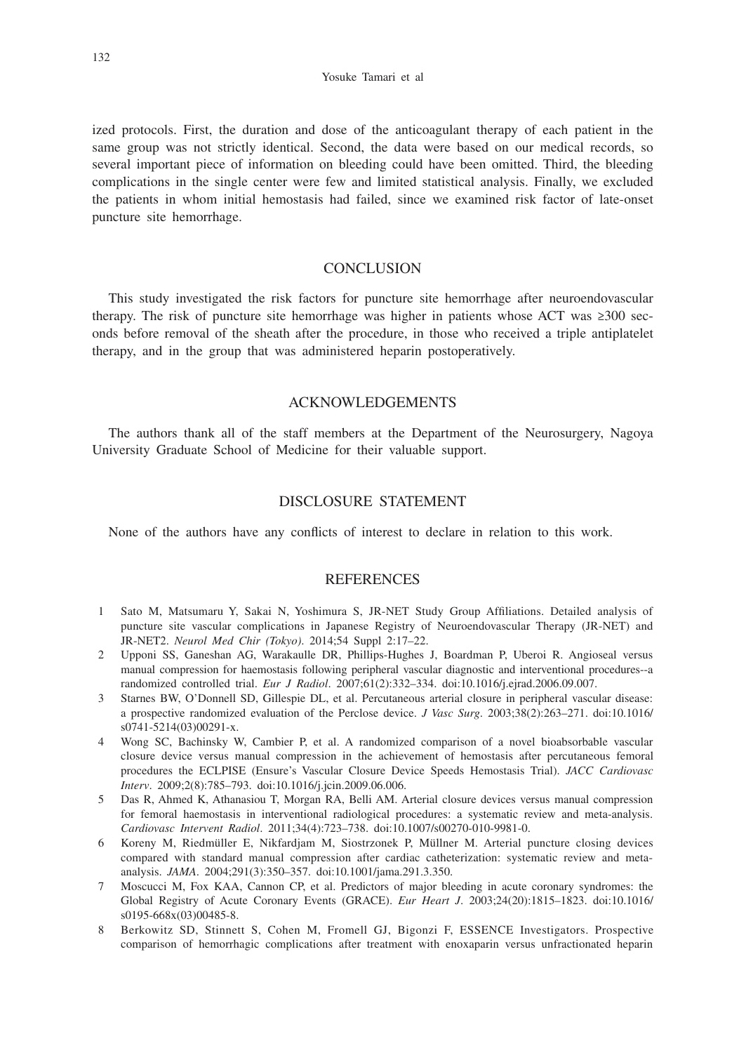ized protocols. First, the duration and dose of the anticoagulant therapy of each patient in the same group was not strictly identical. Second, the data were based on our medical records, so several important piece of information on bleeding could have been omitted. Third, the bleeding complications in the single center were few and limited statistical analysis. Finally, we excluded the patients in whom initial hemostasis had failed, since we examined risk factor of late-onset puncture site hemorrhage.

## CONCLUSION

This study investigated the risk factors for puncture site hemorrhage after neuroendovascular therapy. The risk of puncture site hemorrhage was higher in patients whose ACT was ≥300 seconds before removal of the sheath after the procedure, in those who received a triple antiplatelet therapy, and in the group that was administered heparin postoperatively.

## ACKNOWLEDGEMENTS

The authors thank all of the staff members at the Department of the Neurosurgery, Nagoya University Graduate School of Medicine for their valuable support.

## DISCLOSURE STATEMENT

None of the authors have any conflicts of interest to declare in relation to this work.

## REFERENCES

1. Sato M, Matsumaru Y, Sakai N, Yoshimura S, JR-NET Study Group Affiliations. Detailed analysis of puncture site vascular complications in Japanese Registry of Neuroendovascular Therapy (JR-NET) and JR-NET2. *Neurol Med Chir (Tokyo)*. 2014;54 Suppl 2:17–22.
2. Upponi SS, Ganeshan AG, Warakaulle DR, Phillips-Hughes J, Boardman P, Uberoi R. Angioseal versus manual compression for haemostasis following peripheral vascular diagnostic and interventional procedures--a randomized controlled trial. *Eur J Radiol*. 2007;61(2):332–334. doi:10.1016/j.ejrad.2006.09.007.
3. Starnes BW, O'Donnell SD, Gillespie DL, et al. Percutaneous arterial closure in peripheral vascular disease: a prospective randomized evaluation of the Perclose device. *J Vasc Surg*. 2003;38(2):263–271. doi:10.1016/s0741-5214(03)00291-x.
4. Wong SC, Bachinsky W, Cambier P, et al. A randomized comparison of a novel bioabsorbable vascular closure device versus manual compression in the achievement of hemostasis after percutaneous femoral procedures the ECLPISE (Ensure's Vascular Closure Device Speeds Hemostasis Trial). *JACC Cardiovasc Interv*. 2009;2(8):785–793. doi:10.1016/j.jcin.2009.06.006.
5. Das R, Ahmed K, Athanasiou T, Morgan RA, Belli AM. Arterial closure devices versus manual compression for femoral haemostasis in interventional radiological procedures: a systematic review and meta-analysis. *Cardiovasc Intervent Radiol*. 2011;34(4):723–738. doi:10.1007/s00270-010-9981-0.
6. Koreny M, Riedmüller E, Nikfardjam M, Siostrzonek P, Müllner M. Arterial puncture closing devices compared with standard manual compression after cardiac catheterization: systematic review and meta-analysis. *JAMA*. 2004;291(3):350–357. doi:10.1001/jama.291.3.350.
7. Moscucci M, Fox KAA, Cannon CP, et al. Predictors of major bleeding in acute coronary syndromes: the Global Registry of Acute Coronary Events (GRACE). *Eur Heart J*. 2003;24(20):1815–1823. doi:10.1016/s0195-668x(03)00485-8.
8. Berkowitz SD, Stinnett S, Cohen M, Fromell GJ, Bigonzi F, ESSENCE Investigators. Prospective comparison of hemorrhagic complications after treatment with enoxaparin versus unfractionated heparin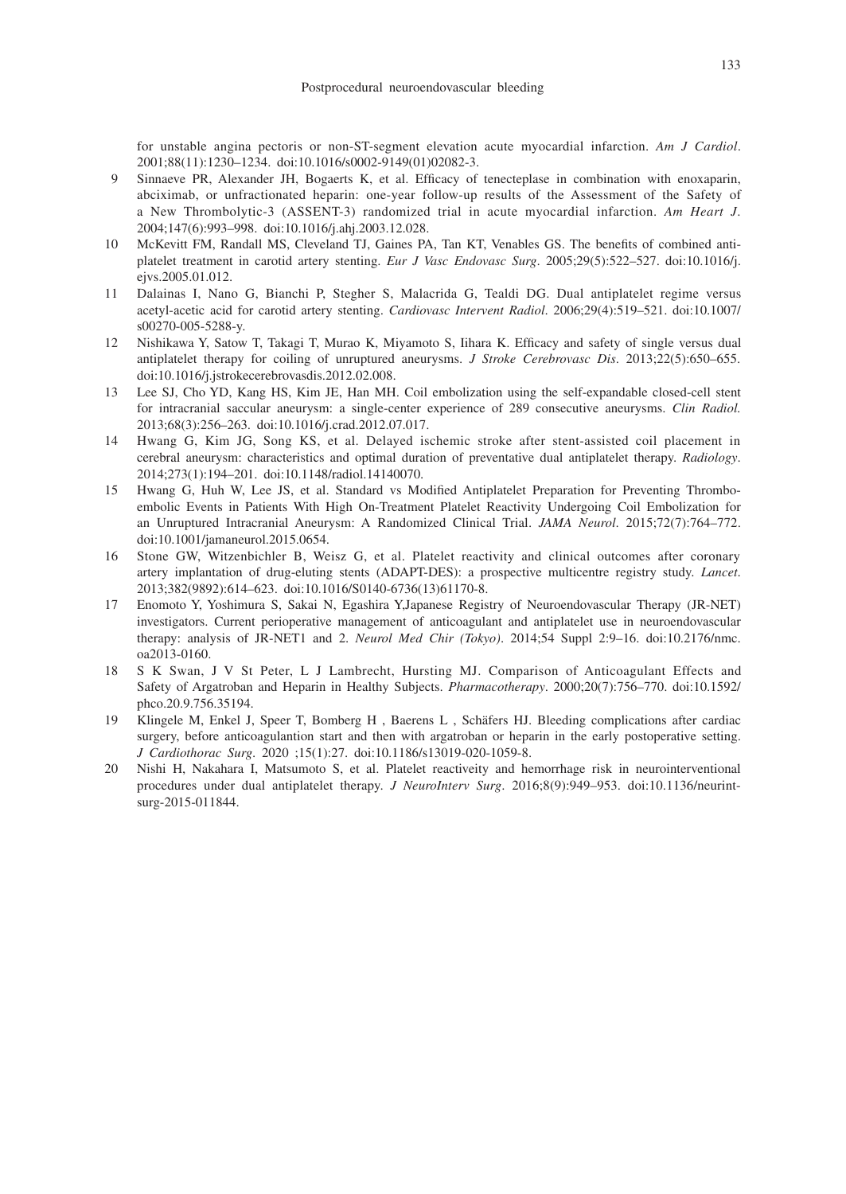for unstable angina pectoris or non-ST-segment elevation acute myocardial infarction. *Am J Cardiol*. 2001;88(11):1230–1234. doi:10.1016/s0002-9149(01)02082-3.

9 Sinnaeve PR, Alexander JH, Bogaerts K, et al. Efficacy of tenecteplase in combination with enoxaparin, abciximab, or unfractionated heparin: one-year follow-up results of the Assessment of the Safety of a New Thrombolytic-3 (ASSENT-3) randomized trial in acute myocardial infarction. *Am Heart J*. 2004;147(6):993–998. doi:10.1016/j.ahj.2003.12.028.

10 McKevitt FM, Randall MS, Cleveland TJ, Gaines PA, Tan KT, Venables GS. The benefits of combined antiplatelet treatment in carotid artery stenting. *Eur J Vasc Endovasc Surg*. 2005;29(5):522–527. doi:10.1016/j.ejvs.2005.01.012.

11 Dalainas I, Nano G, Bianchi P, Stegher S, Malacrida G, Tealdi DG. Dual antiplatelet regime versus acetyl-acetic acid for carotid artery stenting. *Cardiovasc Intervent Radiol*. 2006;29(4):519–521. doi:10.1007/s00270-005-5288-y.

12 Nishikawa Y, Satow T, Takagi T, Murao K, Miyamoto S, Iihara K. Efficacy and safety of single versus dual antiplatelet therapy for coiling of unruptured aneurysms. *J Stroke Cerebrovasc Dis*. 2013;22(5):650–655. doi:10.1016/j.jstrokecerebrovasdis.2012.02.008.

13 Lee SJ, Cho YD, Kang HS, Kim JE, Han MH. Coil embolization using the self-expandable closed-cell stent for intracranial saccular aneurysm: a single-center experience of 289 consecutive aneurysms. *Clin Radiol.* 2013;68(3):256–263. doi:10.1016/j.crad.2012.07.017.

14 Hwang G, Kim JG, Song KS, et al. Delayed ischemic stroke after stent-assisted coil placement in cerebral aneurysm: characteristics and optimal duration of preventative dual antiplatelet therapy. *Radiology*. 2014;273(1):194–201. doi:10.1148/radiol.14140070.

15 Hwang G, Huh W, Lee JS, et al. Standard vs Modified Antiplatelet Preparation for Preventing Thromboembolic Events in Patients With High On-Treatment Platelet Reactivity Undergoing Coil Embolization for an Unruptured Intracranial Aneurysm: A Randomized Clinical Trial. *JAMA Neurol*. 2015;72(7):764–772. doi:10.1001/jamaneurol.2015.0654.

16 Stone GW, Witzenbichler B, Weisz G, et al. Platelet reactivity and clinical outcomes after coronary artery implantation of drug-eluting stents (ADAPT-DES): a prospective multicentre registry study. *Lancet*. 2013;382(9892):614–623. doi:10.1016/S0140-6736(13)61170-8.

17 Enomoto Y, Yoshimura S, Sakai N, Egashira Y,Japanese Registry of Neuroendovascular Therapy (JR-NET) investigators. Current perioperative management of anticoagulant and antiplatelet use in neuroendovascular therapy: analysis of JR-NET1 and 2. *Neurol Med Chir (Tokyo)*. 2014;54 Suppl 2:9–16. doi:10.2176/nmc.oa2013-0160.

18 S K Swan, J V St Peter, L J Lambrecht, Hursting MJ. Comparison of Anticoagulant Effects and Safety of Argatroban and Heparin in Healthy Subjects. *Pharmacotherapy*. 2000;20(7):756–770. doi:10.1592/phco.20.9.756.35194.

19 Klingele M, Enkel J, Speer T, Bomberg H , Baerens L , Schäfers HJ. Bleeding complications after cardiac surgery, before anticoagulantion start and then with argatroban or heparin in the early postoperative setting. *J Cardiothorac Surg*. 2020 ;15(1):27. doi:10.1186/s13019-020-1059-8.

20 Nishi H, Nakahara I, Matsumoto S, et al. Platelet reactiveity and hemorrhage risk in neurointerventional procedures under dual antiplatelet therapy. *J NeuroInterv Surg*. 2016;8(9):949–953. doi:10.1136/neurintsurg-2015-011844.